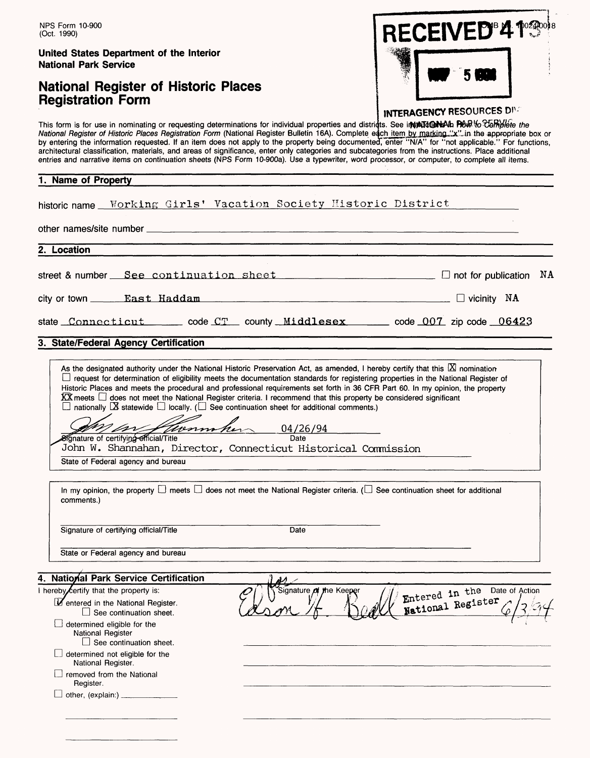NPS Form 10-900
(Oct. 1990)

OMB No. 1024-0018

**United States Department of the Interior**
**National Park Service**

RECEIVED 413

MAY 5 1994

INTERAGENCY RESOURCES DIV.
NATIONAL PARK SERVICE

# National Register of Historic Places Registration Form

This form is for use in nominating or requesting determinations for individual properties and districts. See instructions in *How to Complete the National Register of Historic Places Registration Form* (National Register Bulletin 16A). Complete each item by marking "x" in the appropriate box or by entering the information requested. If an item does not apply to the property being documented, enter "N/A" for "not applicable." For functions, architectural classification, materials, and areas of significance, enter only categories and subcategories from the instructions. Place additional entries and narrative items on continuation sheets (NPS Form 10-900a). Use a typewriter, word processor, or computer, to complete all items.

## 1. Name of Property

historic name Working Girls' Vacation Society Historic District

other names/site number

## 2. Location

street & number See continuation sheet ☐ not for publication NA

city or town East Haddam ☐ vicinity NA

state Connecticut code CT county Middlesex code 007 zip code 06423

## 3. State/Federal Agency Certification

As the designated authority under the National Historic Preservation Act, as amended, I hereby certify that this ☒ nomination ☐ request for determination of eligibility meets the documentation standards for registering properties in the National Register of Historic Places and meets the procedural and professional requirements set forth in 36 CFR Part 60. In my opinion, the property ☒ meets ☐ does not meet the National Register criteria. I recommend that this property be considered significant ☐ nationally ☒ statewide ☐ locally. (☐ See continuation sheet for additional comments.)

Signature of certifying official/Title: [signature] Date: 04/26/94

John W. Shannahan, Director, Connecticut Historical Commission

State of Federal agency and bureau

In my opinion, the property ☐ meets ☐ does not meet the National Register criteria. (☐ See continuation sheet for additional comments.)

Signature of certifying official/Title Date

State or Federal agency and bureau

## 4. National Park Service Certification

I hereby certify that the property is:

- ☒ entered in the National Register.
  - ☐ See continuation sheet.
- ☐ determined eligible for the National Register
  - ☐ See continuation sheet.
- ☐ determined not eligible for the National Register.
- ☐ removed from the National Register.
- ☐ other, (explain:)

Signature of the Keeper: for Edson H. Beall — Entered in the National Register

Date of Action: 6/3/94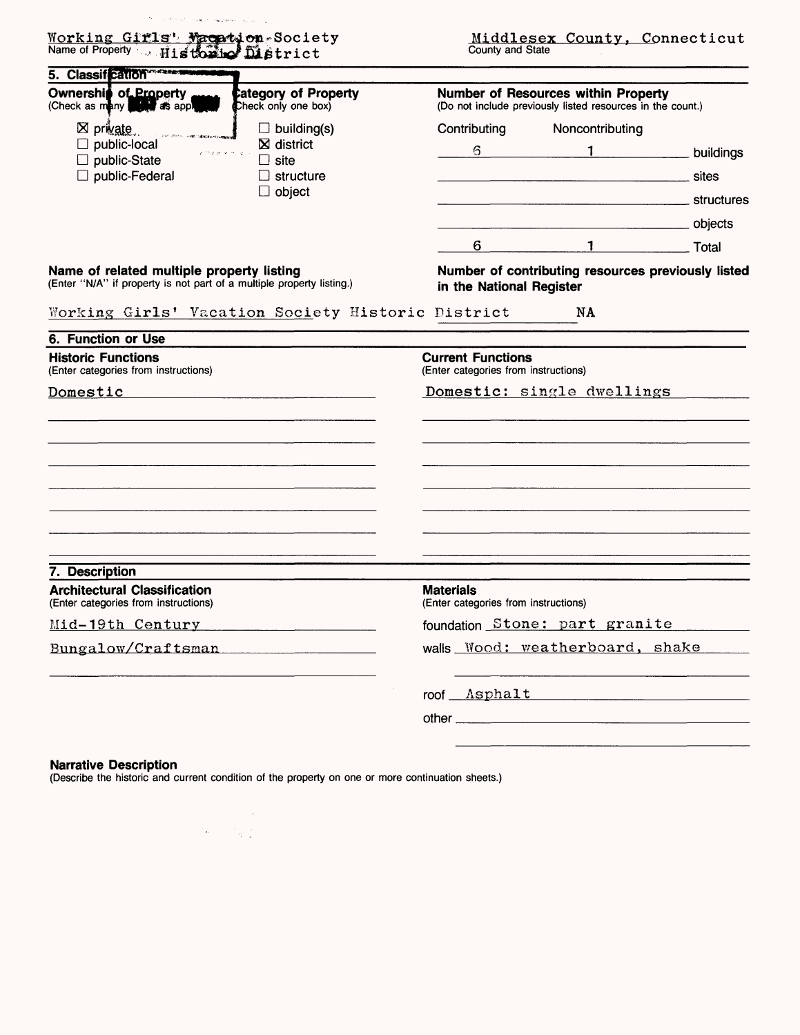Working Girls' Vacation Society Historic District
Name of Property

Middlesex County, Connecticut
County and State

## 5. Classification

**Ownership of Property**
(Check as many boxes as apply)

- ☒ private
- ☐ public-local
- ☐ public-State
- ☐ public-Federal

**Category of Property**
(Check only one box)

- ☐ building(s)
- ☒ district
- ☐ site
- ☐ structure
- ☐ object

**Number of Resources within Property**
(Do not include previously listed resources in the count.)

| Contributing | Noncontributing | |
|---|---|---|
| 6 | 1 | buildings |
| | | sites |
| | | structures |
| | | objects |
| 6 | 1 | Total |

**Name of related multiple property listing**
(Enter "N/A" if property is not part of a multiple property listing.)

Working Girls' Vacation Society Historic District

**Number of contributing resources previously listed in the National Register**

NA

## 6. Function or Use

**Historic Functions**
(Enter categories from instructions)

Domestic

**Current Functions**
(Enter categories from instructions)

Domestic: single dwellings

## 7. Description

**Architectural Classification**
(Enter categories from instructions)

Mid-19th Century

Bungalow/Craftsman

**Materials**
(Enter categories from instructions)

foundation Stone: part granite

walls Wood: weatherboard, shake

roof Asphalt

other

**Narrative Description**
(Describe the historic and current condition of the property on one or more continuation sheets.)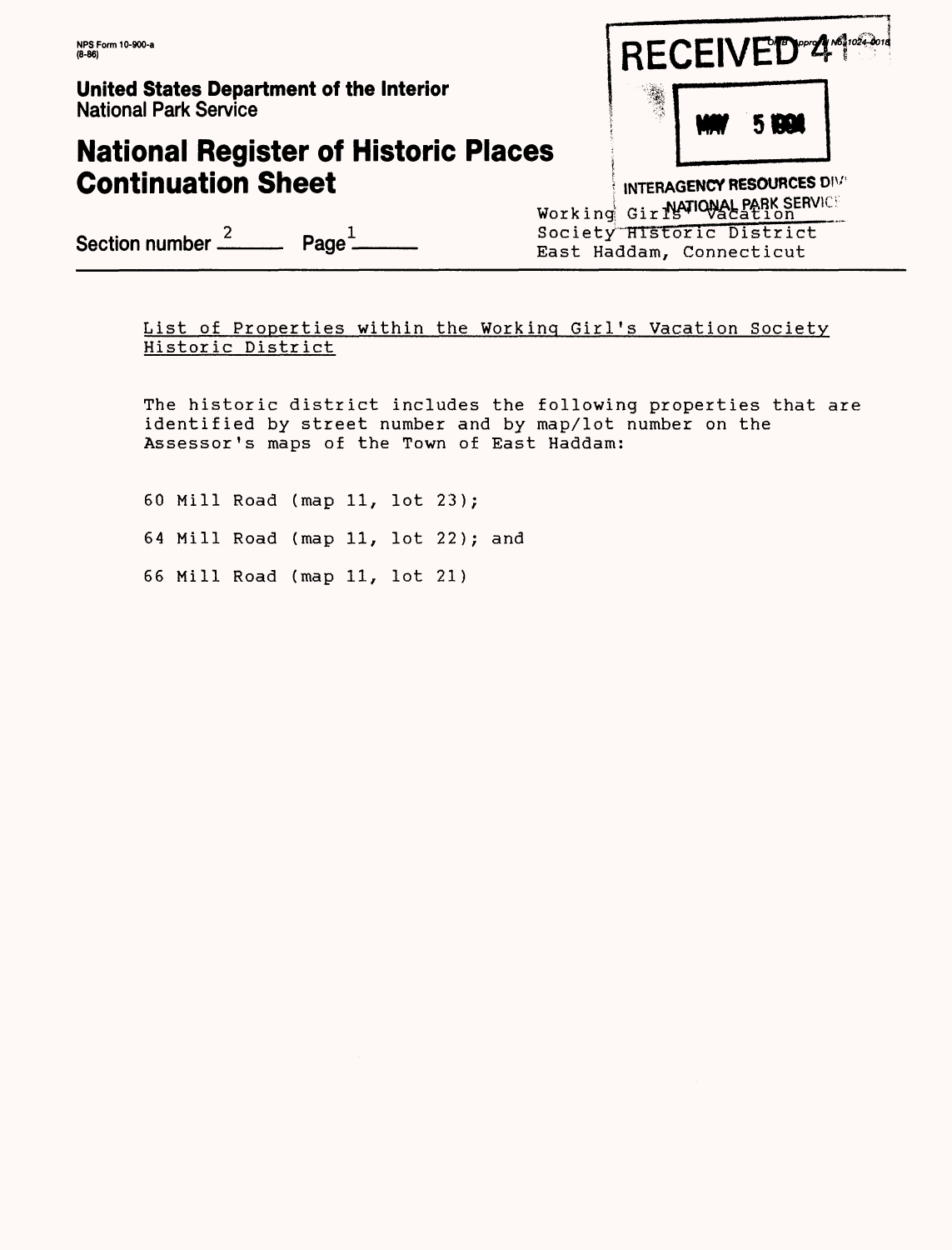NPS Form 10-900-a
(8-86)

**United States Department of the Interior**
National Park Service

# National Register of Historic Places Continuation Sheet

RECEIVED 413

MAY 5 1994

INTERAGENCY RESOURCES DIV.
NATIONAL PARK SERVICE

Section number 2 Page 1

Working Girls' Vacation Society Historic District
East Haddam, Connecticut

List of Properties within the Working Girl's Vacation Society Historic District

The historic district includes the following properties that are identified by street number and by map/lot number on the Assessor's maps of the Town of East Haddam:

60 Mill Road (map 11, lot 23);

64 Mill Road (map 11, lot 22); and

66 Mill Road (map 11, lot 21)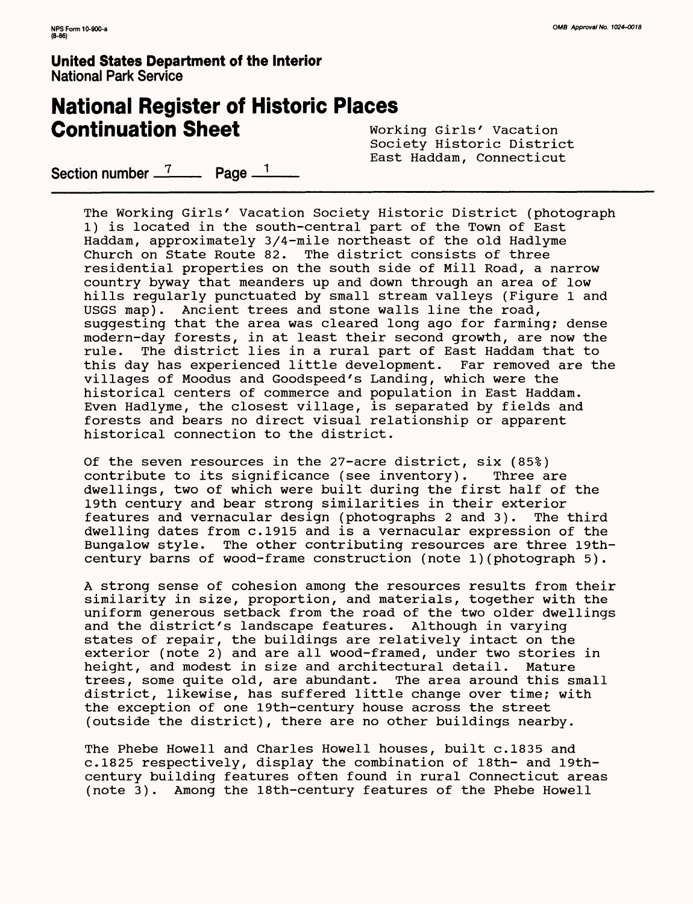The Working Girls' Vacation Society Historic District (photograph 1) is located in the south-central part of the Town of East Haddam, approximately 3/4-mile northeast of the old Hadlyme Church on State Route 82. The district consists of three residential properties on the south side of Mill Road, a narrow country byway that meanders up and down through an area of low hills regularly punctuated by small stream valleys (Figure 1 and USGS map). Ancient trees and stone walls line the road, suggesting that the area was cleared long ago for farming; dense modern-day forests, in at least their second growth, are now the rule. The district lies in a rural part of East Haddam that to this day has experienced little development. Far removed are the villages of Moodus and Goodspeed's Landing, which were the historical centers of commerce and population in East Haddam. Even Hadlyme, the closest village, is separated by fields and forests and bears no direct visual relationship or apparent historical connection to the district.

Of the seven resources in the 27-acre district, six (85%) contribute to its significance (see inventory). Three are dwellings, two of which were built during the first half of the 19th century and bear strong similarities in their exterior features and vernacular design (photographs 2 and 3). The third dwelling dates from c.1915 and is a vernacular expression of the Bungalow style. The other contributing resources are three 19th-century barns of wood-frame construction (note 1)(photograph 5).

A strong sense of cohesion among the resources results from their similarity in size, proportion, and materials, together with the uniform generous setback from the road of the two older dwellings and the district's landscape features. Although in varying states of repair, the buildings are relatively intact on the exterior (note 2) and are all wood-framed, under two stories in height, and modest in size and architectural detail. Mature trees, some quite old, are abundant. The area around this small district, likewise, has suffered little change over time; with the exception of one 19th-century house across the street (outside the district), there are no other buildings nearby.

The Phebe Howell and Charles Howell houses, built c.1835 and c.1825 respectively, display the combination of 18th- and 19th-century building features often found in rural Connecticut areas (note 3). Among the 18th-century features of the Phebe Howell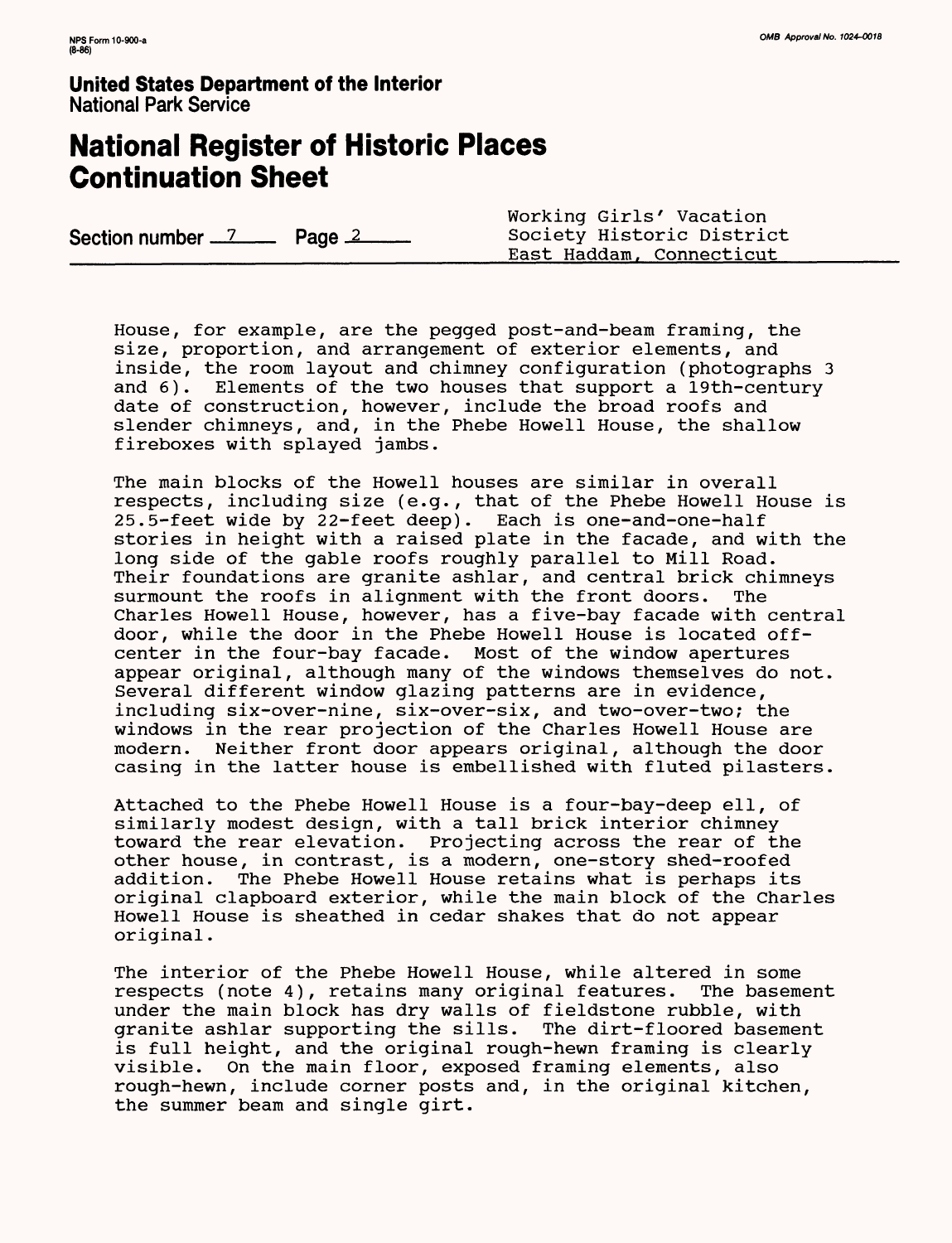House, for example, are the pegged post-and-beam framing, the size, proportion, and arrangement of exterior elements, and inside, the room layout and chimney configuration (photographs 3 and 6). Elements of the two houses that support a 19th-century date of construction, however, include the broad roofs and slender chimneys, and, in the Phebe Howell House, the shallow fireboxes with splayed jambs.

The main blocks of the Howell houses are similar in overall respects, including size (e.g., that of the Phebe Howell House is 25.5-feet wide by 22-feet deep). Each is one-and-one-half stories in height with a raised plate in the facade, and with the long side of the gable roofs roughly parallel to Mill Road. Their foundations are granite ashlar, and central brick chimneys surmount the roofs in alignment with the front doors. The Charles Howell House, however, has a five-bay facade with central door, while the door in the Phebe Howell House is located off-center in the four-bay facade. Most of the window apertures appear original, although many of the windows themselves do not. Several different window glazing patterns are in evidence, including six-over-nine, six-over-six, and two-over-two; the windows in the rear projection of the Charles Howell House are modern. Neither front door appears original, although the door casing in the latter house is embellished with fluted pilasters.

Attached to the Phebe Howell House is a four-bay-deep ell, of similarly modest design, with a tall brick interior chimney toward the rear elevation. Projecting across the rear of the other house, in contrast, is a modern, one-story shed-roofed addition. The Phebe Howell House retains what is perhaps its original clapboard exterior, while the main block of the Charles Howell House is sheathed in cedar shakes that do not appear original.

The interior of the Phebe Howell House, while altered in some respects (note 4), retains many original features. The basement under the main block has dry walls of fieldstone rubble, with granite ashlar supporting the sills. The dirt-floored basement is full height, and the original rough-hewn framing is clearly visible. On the main floor, exposed framing elements, also rough-hewn, include corner posts and, in the original kitchen, the summer beam and single girt.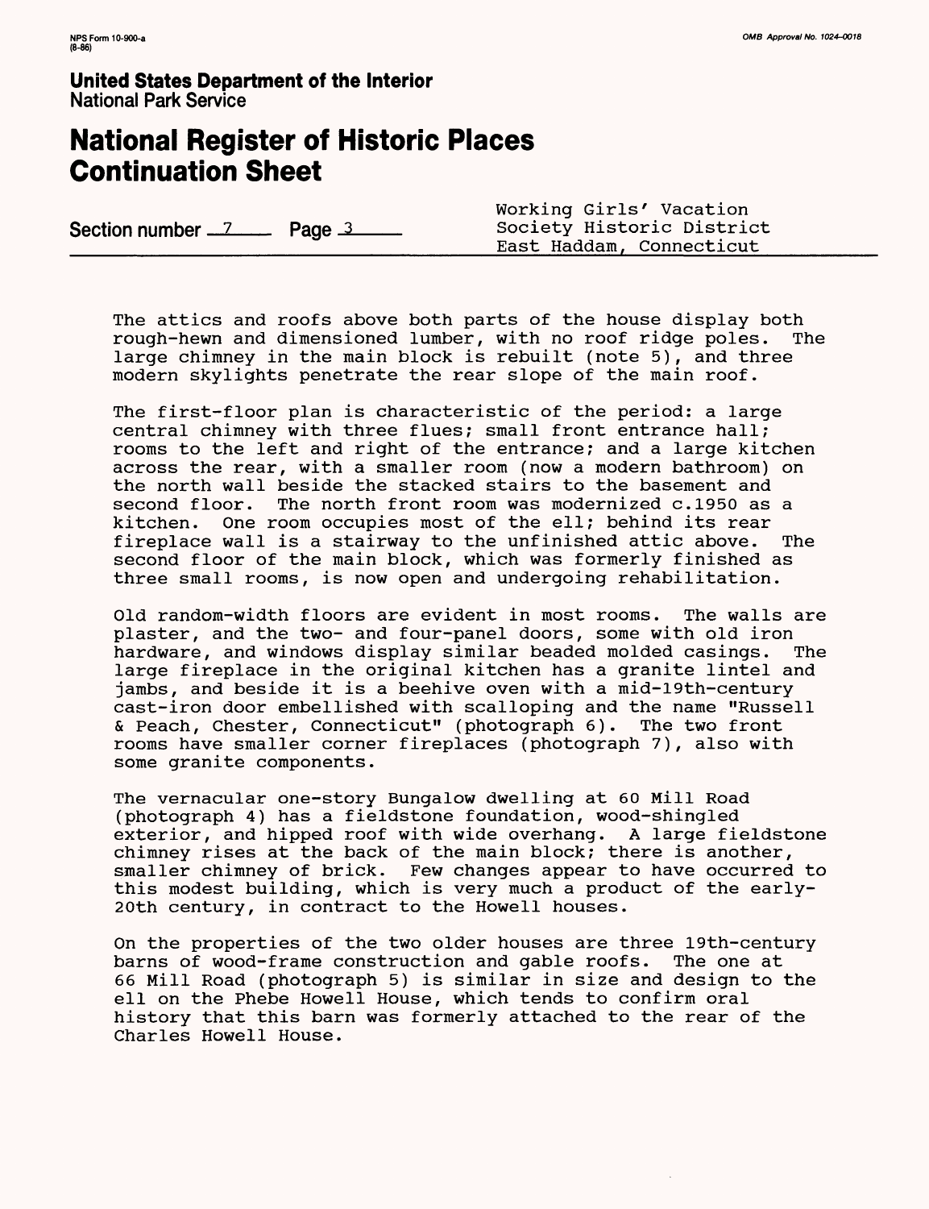The attics and roofs above both parts of the house display both rough-hewn and dimensioned lumber, with no roof ridge poles. The large chimney in the main block is rebuilt (note 5), and three modern skylights penetrate the rear slope of the main roof.

The first-floor plan is characteristic of the period: a large central chimney with three flues; small front entrance hall; rooms to the left and right of the entrance; and a large kitchen across the rear, with a smaller room (now a modern bathroom) on the north wall beside the stacked stairs to the basement and second floor. The north front room was modernized c.1950 as a kitchen. One room occupies most of the ell; behind its rear fireplace wall is a stairway to the unfinished attic above. The second floor of the main block, which was formerly finished as three small rooms, is now open and undergoing rehabilitation.

Old random-width floors are evident in most rooms. The walls are plaster, and the two- and four-panel doors, some with old iron hardware, and windows display similar beaded molded casings. The large fireplace in the original kitchen has a granite lintel and jambs, and beside it is a beehive oven with a mid-19th-century cast-iron door embellished with scalloping and the name "Russell & Peach, Chester, Connecticut" (photograph 6). The two front rooms have smaller corner fireplaces (photograph 7), also with some granite components.

The vernacular one-story Bungalow dwelling at 60 Mill Road (photograph 4) has a fieldstone foundation, wood-shingled exterior, and hipped roof with wide overhang. A large fieldstone chimney rises at the back of the main block; there is another, smaller chimney of brick. Few changes appear to have occurred to this modest building, which is very much a product of the early-20th century, in contract to the Howell houses.

On the properties of the two older houses are three 19th-century barns of wood-frame construction and gable roofs. The one at 66 Mill Road (photograph 5) is similar in size and design to the ell on the Phebe Howell House, which tends to confirm oral history that this barn was formerly attached to the rear of the Charles Howell House.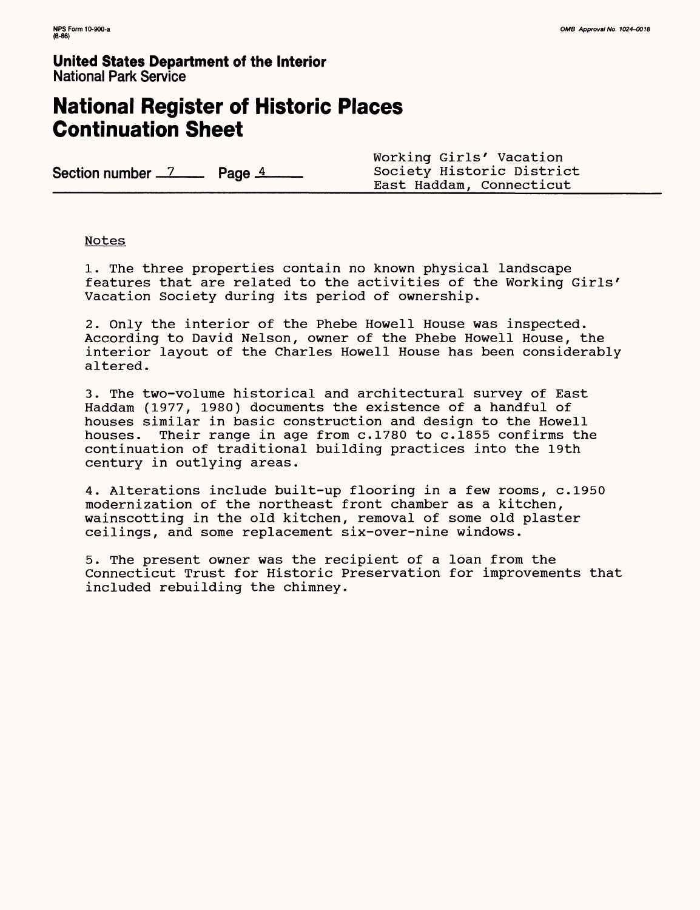Notes

1. The three properties contain no known physical landscape features that are related to the activities of the Working Girls' Vacation Society during its period of ownership.

2. Only the interior of the Phebe Howell House was inspected. According to David Nelson, owner of the Phebe Howell House, the interior layout of the Charles Howell House has been considerably altered.

3. The two-volume historical and architectural survey of East Haddam (1977, 1980) documents the existence of a handful of houses similar in basic construction and design to the Howell houses. Their range in age from c.1780 to c.1855 confirms the continuation of traditional building practices into the 19th century in outlying areas.

4. Alterations include built-up flooring in a few rooms, c.1950 modernization of the northeast front chamber as a kitchen, wainscotting in the old kitchen, removal of some old plaster ceilings, and some replacement six-over-nine windows.

5. The present owner was the recipient of a loan from the Connecticut Trust for Historic Preservation for improvements that included rebuilding the chimney.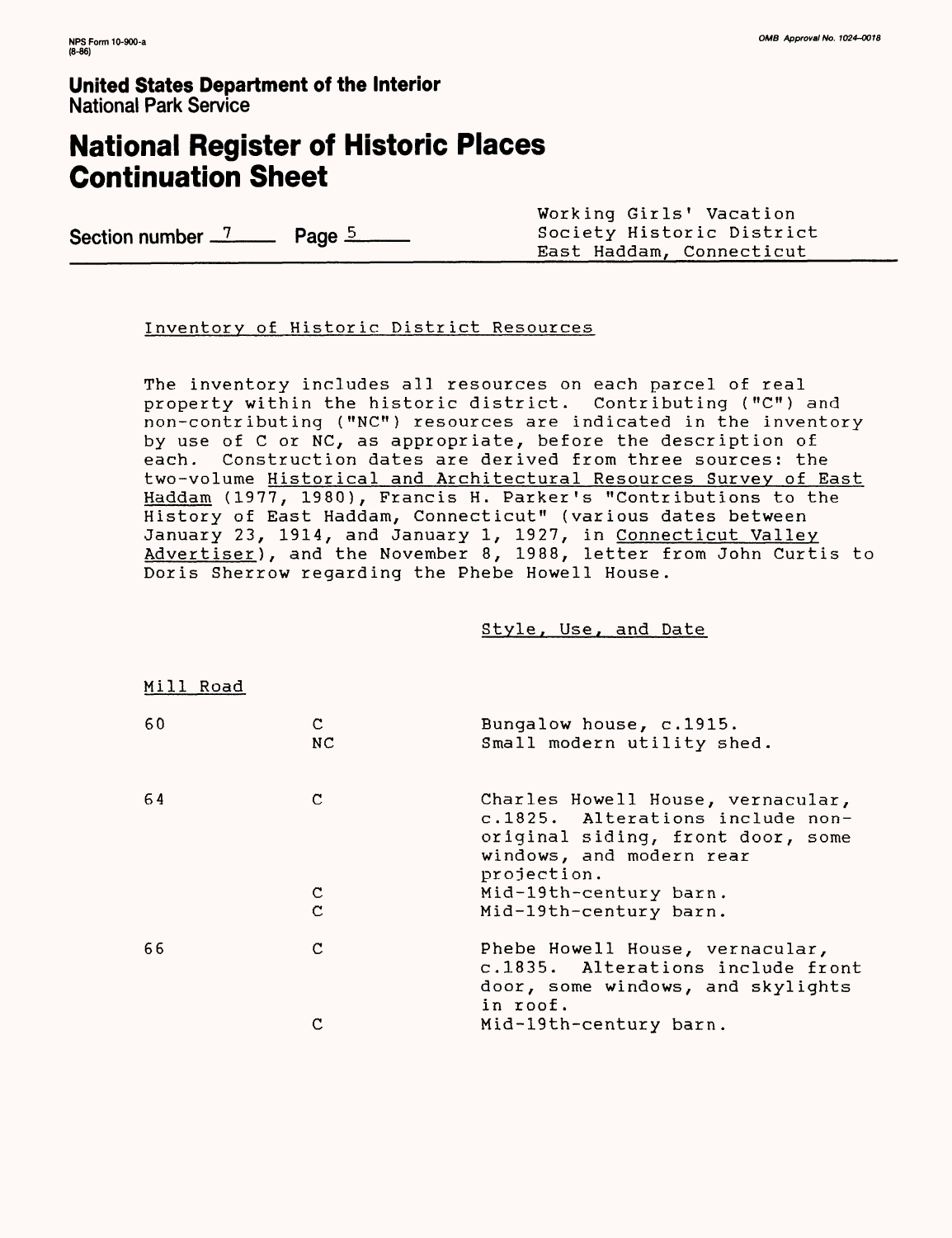Section number 7 Page 5

Working Girls' Vacation Society Historic District
East Haddam, Connecticut

Inventory of Historic District Resources

The inventory includes all resources on each parcel of real property within the historic district. Contributing ("C") and non-contributing ("NC") resources are indicated in the inventory by use of C or NC, as appropriate, before the description of each. Construction dates are derived from three sources: the two-volume Historical and Architectural Resources Survey of East Haddam (1977, 1980), Francis H. Parker's "Contributions to the History of East Haddam, Connecticut" (various dates between January 23, 1914, and January 1, 1927, in Connecticut Valley Advertiser), and the November 8, 1988, letter from John Curtis to Doris Sherrow regarding the Phebe Howell House.

| | | Style, Use, and Date |
|---|---|---|
| Mill Road | | |
| 60 | C | Bungalow house, c.1915. |
| | NC | Small modern utility shed. |
| 64 | C | Charles Howell House, vernacular, c.1825. Alterations include non-original siding, front door, some windows, and modern rear projection. |
| | C | Mid-19th-century barn. |
| | C | Mid-19th-century barn. |
| 66 | C | Phebe Howell House, vernacular, c.1835. Alterations include front door, some windows, and skylights in roof. |
| | C | Mid-19th-century barn. |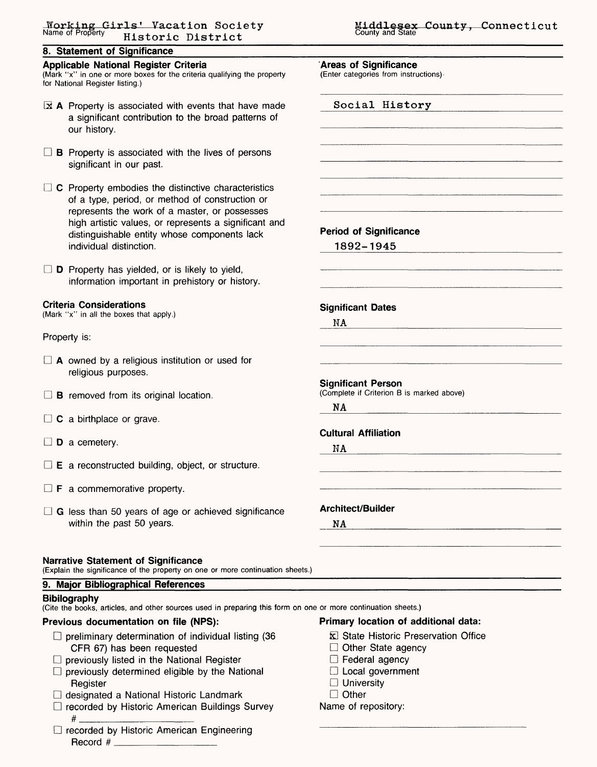Working Girls' Vacation Society Historic District
Name of Property

Middlesex County, Connecticut
County and State

## 8. Statement of Significance

**Applicable National Register Criteria**
(Mark "x" in one or more boxes for the criteria qualifying the property for National Register listing.)

- [x] **A** Property is associated with events that have made a significant contribution to the broad patterns of our history.
- [ ] **B** Property is associated with the lives of persons significant in our past.
- [ ] **C** Property embodies the distinctive characteristics of a type, period, or method of construction or represents the work of a master, or possesses high artistic values, or represents a significant and distinguishable entity whose components lack individual distinction.
- [ ] **D** Property has yielded, or is likely to yield, information important in prehistory or history.

**Criteria Considerations**
(Mark "x" in all the boxes that apply.)

Property is:

- [ ] **A** owned by a religious institution or used for religious purposes.
- [ ] **B** removed from its original location.
- [ ] **C** a birthplace or grave.
- [ ] **D** a cemetery.
- [ ] **E** a reconstructed building, object, or structure.
- [ ] **F** a commemorative property.
- [ ] **G** less than 50 years of age or achieved significance within the past 50 years.

**Areas of Significance**
(Enter categories from instructions)

Social History

**Period of Significance**

1892-1945

**Significant Dates**

NA

**Significant Person**
(Complete if Criterion B is marked above)

NA

**Cultural Affiliation**

NA

**Architect/Builder**

NA

**Narrative Statement of Significance**
(Explain the significance of the property on one or more continuation sheets.)

## 9. Major Bibliographical References

**Bibilography**
(Cite the books, articles, and other sources used in preparing this form on one or more continuation sheets.)

**Previous documentation on file (NPS):**

- [ ] preliminary determination of individual listing (36 CFR 67) has been requested
- [ ] previously listed in the National Register
- [ ] previously determined eligible by the National Register
- [ ] designated a National Historic Landmark
- [ ] recorded by Historic American Buildings Survey # \_\_\_\_\_\_\_\_
- [ ] recorded by Historic American Engineering Record # \_\_\_\_\_\_\_\_

**Primary location of additional data:**

- [x] State Historic Preservation Office
- [ ] Other State agency
- [ ] Federal agency
- [ ] Local government
- [ ] University
- [ ] Other

Name of repository: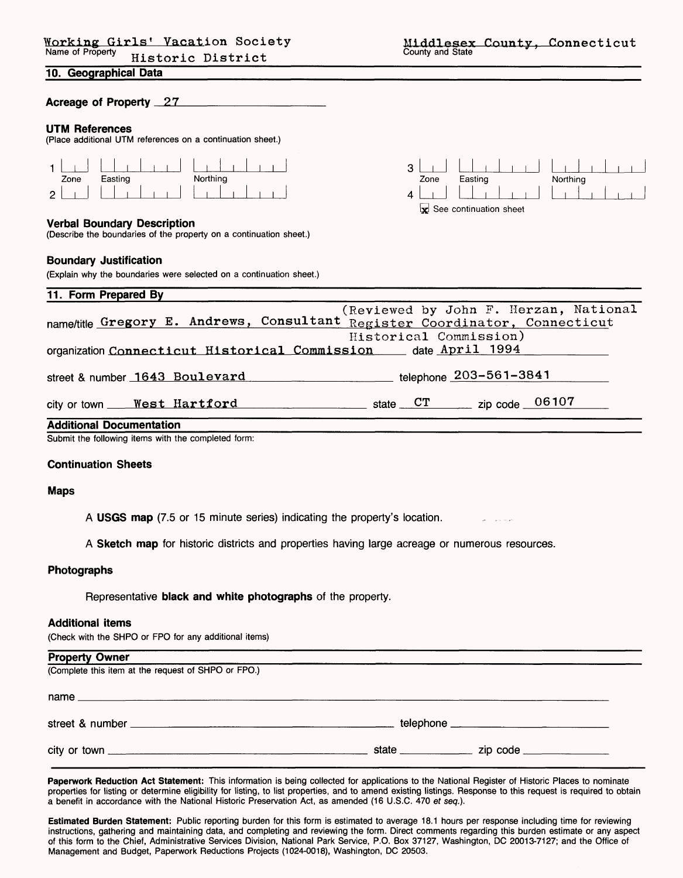Working Girls' Vacation Society Historic District
Name of Property

Middlesex County, Connecticut
County and State

## 10. Geographical Data

**Acreage of Property** 27

**UTM References**
(Place additional UTM references on a continuation sheet.)

| | Zone | Easting | Northing |
|---|---|---|---|
| 1 | | | |
| 2 | | | |
| 3 | | | |
| 4 | | | |

[x] See continuation sheet

**Verbal Boundary Description**
(Describe the boundaries of the property on a continuation sheet.)

**Boundary Justification**
(Explain why the boundaries were selected on a continuation sheet.)

## 11. Form Prepared By

name/title Gregory E. Andrews, Consultant (Reviewed by John F. Herzan, National Register Coordinator, Connecticut Historical Commission)

organization Connecticut Historical Commission date April 1994

street & number 1643 Boulevard telephone 203-561-3841

city or town West Hartford state CT zip code 06107

## Additional Documentation

Submit the following items with the completed form:

**Continuation Sheets**

**Maps**

A **USGS map** (7.5 or 15 minute series) indicating the property's location.

A **Sketch map** for historic districts and properties having large acreage or numerous resources.

**Photographs**

Representative **black and white photographs** of the property.

**Additional items**
(Check with the SHPO or FPO for any additional items)

**Property Owner**
(Complete this item at the request of SHPO or FPO.)

name

street & number telephone

city or town state zip code

**Paperwork Reduction Act Statement:** This information is being collected for applications to the National Register of Historic Places to nominate properties for listing or determine eligibility for listing, to list properties, and to amend existing listings. Response to this request is required to obtain a benefit in accordance with the National Historic Preservation Act, as amended (16 U.S.C. 470 *et seq.*).

**Estimated Burden Statement:** Public reporting burden for this form is estimated to average 18.1 hours per response including time for reviewing instructions, gathering and maintaining data, and completing and reviewing the form. Direct comments regarding this burden estimate or any aspect of this form to the Chief, Administrative Services Division, National Park Service, P.O. Box 37127, Washington, DC 20013-7127; and the Office of Management and Budget, Paperwork Reductions Projects (1024-0018), Washington, DC 20503.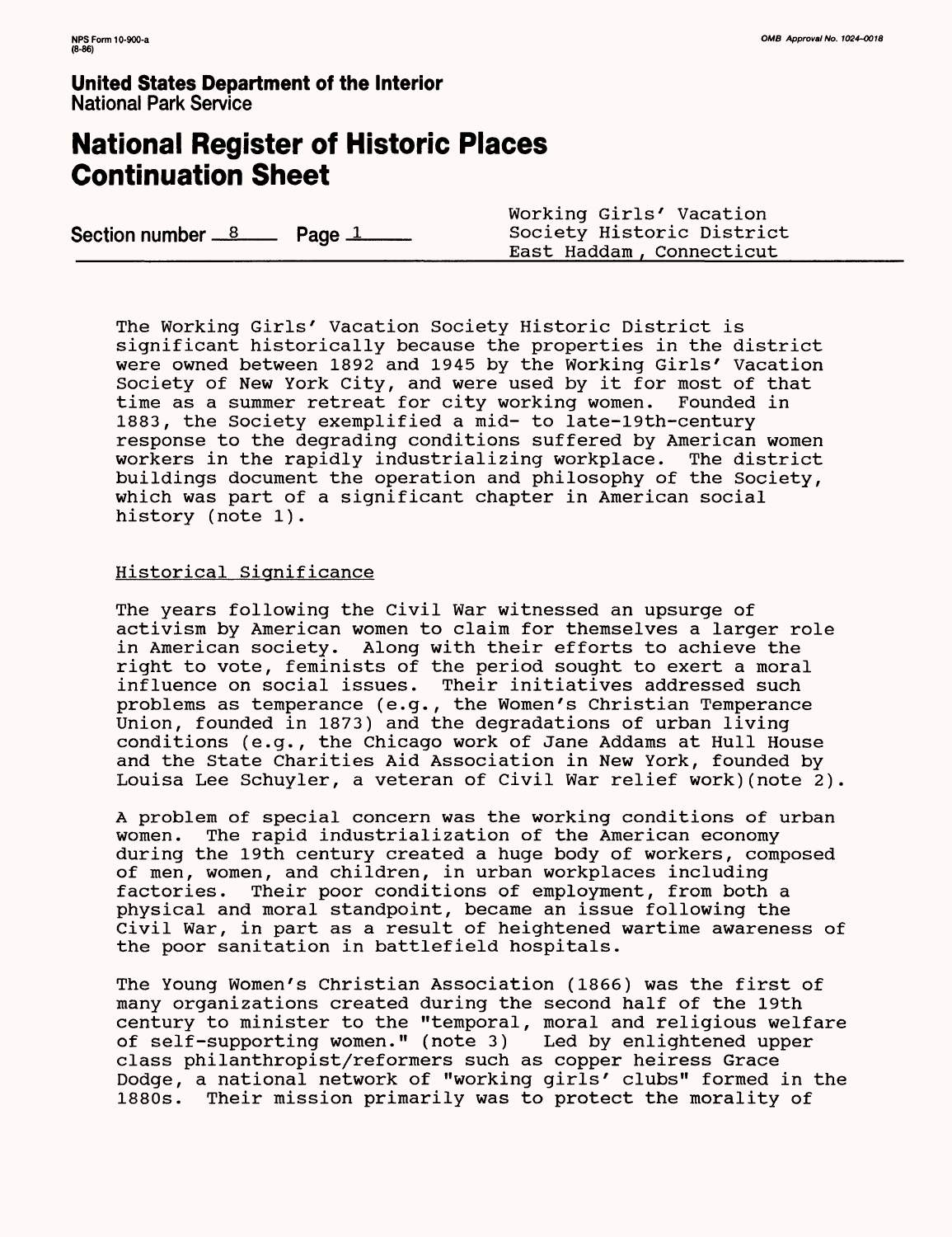The Working Girls' Vacation Society Historic District is significant historically because the properties in the district were owned between 1892 and 1945 by the Working Girls' Vacation Society of New York City, and were used by it for most of that time as a summer retreat for city working women. Founded in 1883, the Society exemplified a mid- to late-19th-century response to the degrading conditions suffered by American women workers in the rapidly industrializing workplace. The district buildings document the operation and philosophy of the Society, which was part of a significant chapter in American social history (note 1).

## Historical Significance

The years following the Civil War witnessed an upsurge of activism by American women to claim for themselves a larger role in American society. Along with their efforts to achieve the right to vote, feminists of the period sought to exert a moral influence on social issues. Their initiatives addressed such problems as temperance (e.g., the Women's Christian Temperance Union, founded in 1873) and the degradations of urban living conditions (e.g., the Chicago work of Jane Addams at Hull House and the State Charities Aid Association in New York, founded by Louisa Lee Schuyler, a veteran of Civil War relief work)(note 2).

A problem of special concern was the working conditions of urban women. The rapid industrialization of the American economy during the 19th century created a huge body of workers, composed of men, women, and children, in urban workplaces including factories. Their poor conditions of employment, from both a physical and moral standpoint, became an issue following the Civil War, in part as a result of heightened wartime awareness of the poor sanitation in battlefield hospitals.

The Young Women's Christian Association (1866) was the first of many organizations created during the second half of the 19th century to minister to the "temporal, moral and religious welfare of self-supporting women." (note 3) Led by enlightened upper class philanthropist/reformers such as copper heiress Grace Dodge, a national network of "working girls' clubs" formed in the 1880s. Their mission primarily was to protect the morality of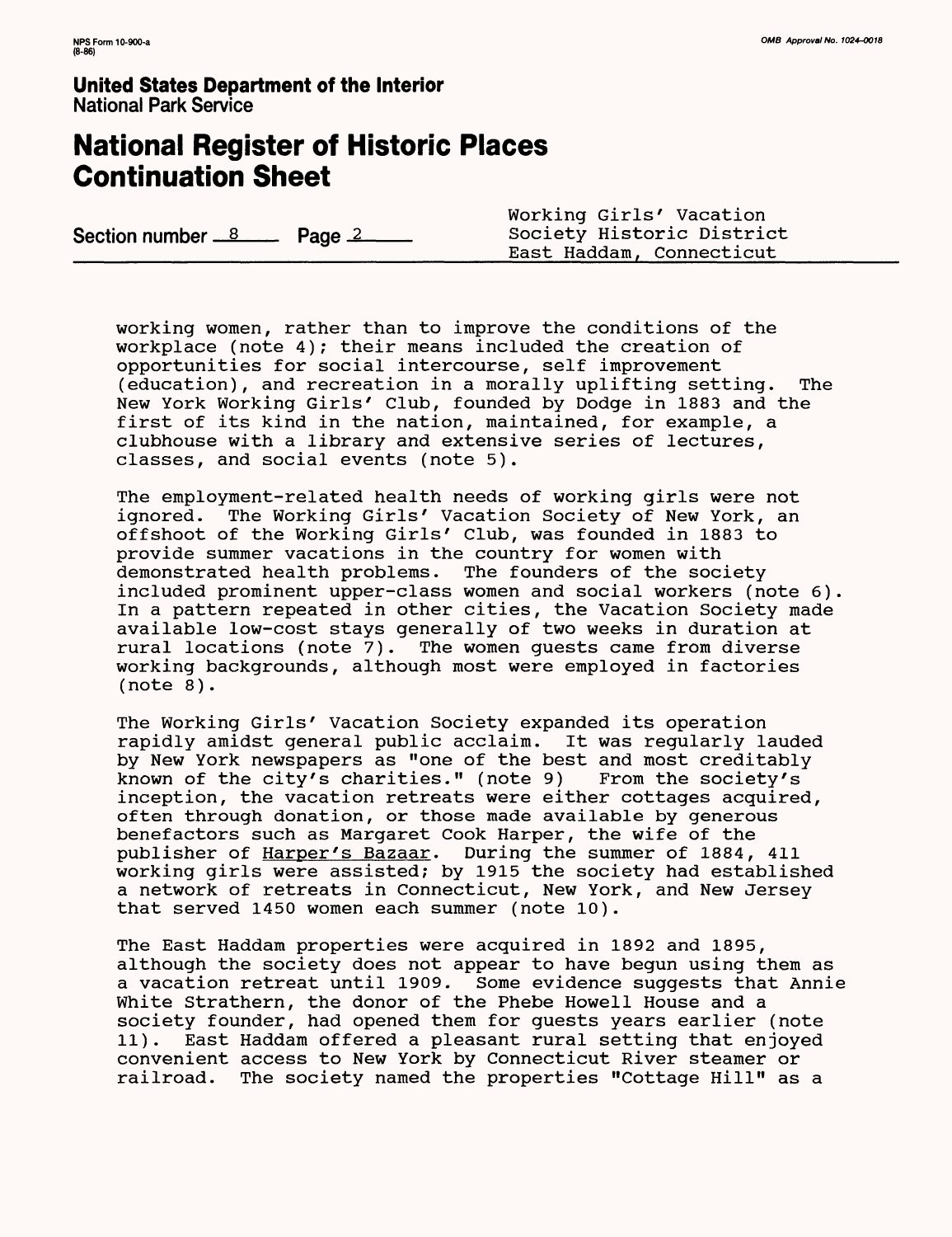working women, rather than to improve the conditions of the workplace (note 4); their means included the creation of opportunities for social intercourse, self improvement (education), and recreation in a morally uplifting setting. The New York Working Girls' Club, founded by Dodge in 1883 and the first of its kind in the nation, maintained, for example, a clubhouse with a library and extensive series of lectures, classes, and social events (note 5).

The employment-related health needs of working girls were not ignored. The Working Girls' Vacation Society of New York, an offshoot of the Working Girls' Club, was founded in 1883 to provide summer vacations in the country for women with demonstrated health problems. The founders of the society included prominent upper-class women and social workers (note 6). In a pattern repeated in other cities, the Vacation Society made available low-cost stays generally of two weeks in duration at rural locations (note 7). The women guests came from diverse working backgrounds, although most were employed in factories (note 8).

The Working Girls' Vacation Society expanded its operation rapidly amidst general public acclaim. It was regularly lauded by New York newspapers as "one of the best and most creditably known of the city's charities." (note 9) From the society's inception, the vacation retreats were either cottages acquired, often through donation, or those made available by generous benefactors such as Margaret Cook Harper, the wife of the publisher of Harper's Bazaar. During the summer of 1884, 411 working girls were assisted; by 1915 the society had established a network of retreats in Connecticut, New York, and New Jersey that served 1450 women each summer (note 10).

The East Haddam properties were acquired in 1892 and 1895, although the society does not appear to have begun using them as a vacation retreat until 1909. Some evidence suggests that Annie White Strathern, the donor of the Phebe Howell House and a society founder, had opened them for guests years earlier (note 11). East Haddam offered a pleasant rural setting that enjoyed convenient access to New York by Connecticut River steamer or railroad. The society named the properties "Cottage Hill" as a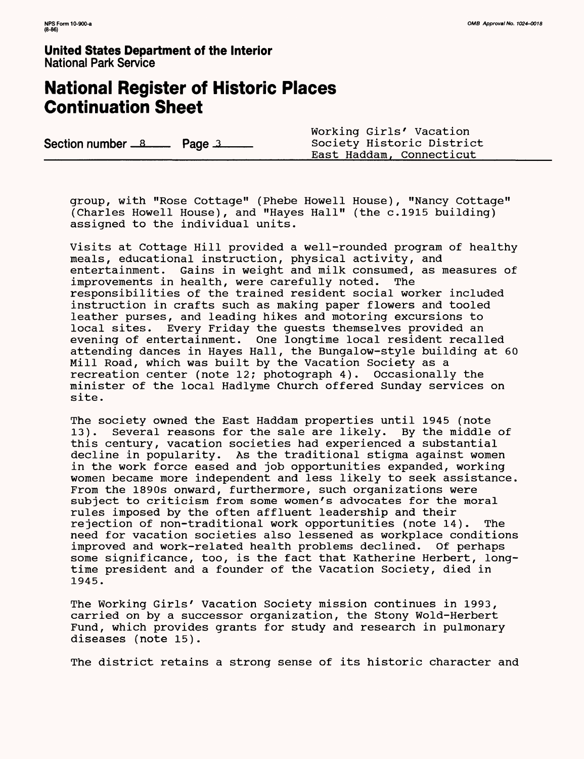group, with "Rose Cottage" (Phebe Howell House), "Nancy Cottage" (Charles Howell House), and "Hayes Hall" (the c.1915 building) assigned to the individual units.

Visits at Cottage Hill provided a well-rounded program of healthy meals, educational instruction, physical activity, and entertainment. Gains in weight and milk consumed, as measures of improvements in health, were carefully noted. The responsibilities of the trained resident social worker included instruction in crafts such as making paper flowers and tooled leather purses, and leading hikes and motoring excursions to local sites. Every Friday the guests themselves provided an evening of entertainment. One longtime local resident recalled attending dances in Hayes Hall, the Bungalow-style building at 60 Mill Road, which was built by the Vacation Society as a recreation center (note 12; photograph 4). Occasionally the minister of the local Hadlyme Church offered Sunday services on site.

The society owned the East Haddam properties until 1945 (note 13). Several reasons for the sale are likely. By the middle of this century, vacation societies had experienced a substantial decline in popularity. As the traditional stigma against women in the work force eased and job opportunities expanded, working women became more independent and less likely to seek assistance. From the 1890s onward, furthermore, such organizations were subject to criticism from some women's advocates for the moral rules imposed by the often affluent leadership and their rejection of non-traditional work opportunities (note 14). The need for vacation societies also lessened as workplace conditions improved and work-related health problems declined. Of perhaps some significance, too, is the fact that Katherine Herbert, long-time president and a founder of the Vacation Society, died in 1945.

The Working Girls' Vacation Society mission continues in 1993, carried on by a successor organization, the Stony Wold-Herbert Fund, which provides grants for study and research in pulmonary diseases (note 15).

The district retains a strong sense of its historic character and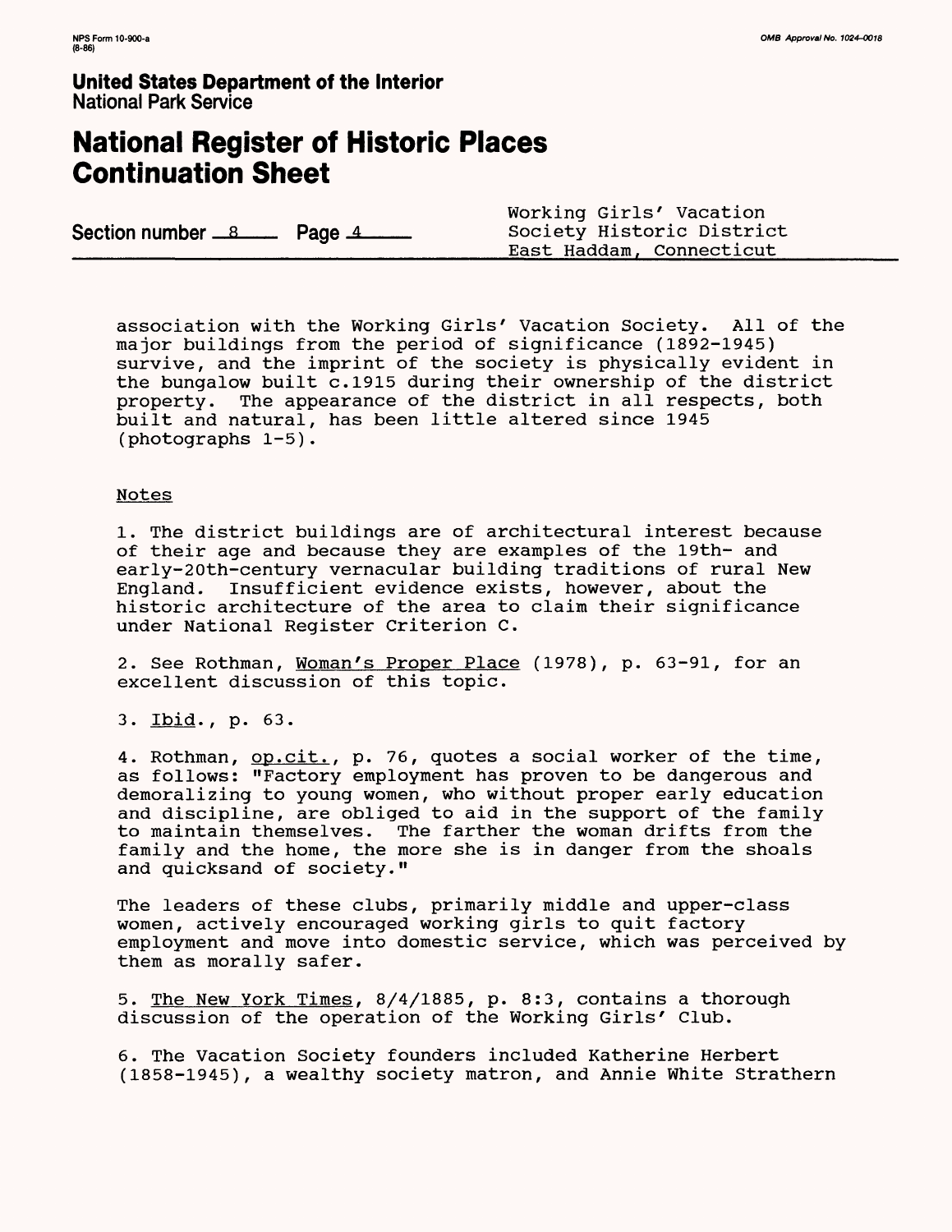association with the Working Girls' Vacation Society. All of the major buildings from the period of significance (1892-1945) survive, and the imprint of the society is physically evident in the bungalow built c.1915 during their ownership of the district property. The appearance of the district in all respects, both built and natural, has been little altered since 1945 (photographs 1-5).

## Notes

1. The district buildings are of architectural interest because of their age and because they are examples of the 19th- and early-20th-century vernacular building traditions of rural New England. Insufficient evidence exists, however, about the historic architecture of the area to claim their significance under National Register Criterion C.

2. See Rothman, Woman's Proper Place (1978), p. 63-91, for an excellent discussion of this topic.

3. Ibid., p. 63.

4. Rothman, op.cit., p. 76, quotes a social worker of the time, as follows: "Factory employment has proven to be dangerous and demoralizing to young women, who without proper early education and discipline, are obliged to aid in the support of the family to maintain themselves. The farther the woman drifts from the family and the home, the more she is in danger from the shoals and quicksand of society."

The leaders of these clubs, primarily middle and upper-class women, actively encouraged working girls to quit factory employment and move into domestic service, which was perceived by them as morally safer.

5. The New York Times, 8/4/1885, p. 8:3, contains a thorough discussion of the operation of the Working Girls' Club.

6. The Vacation Society founders included Katherine Herbert (1858-1945), a wealthy society matron, and Annie White Strathern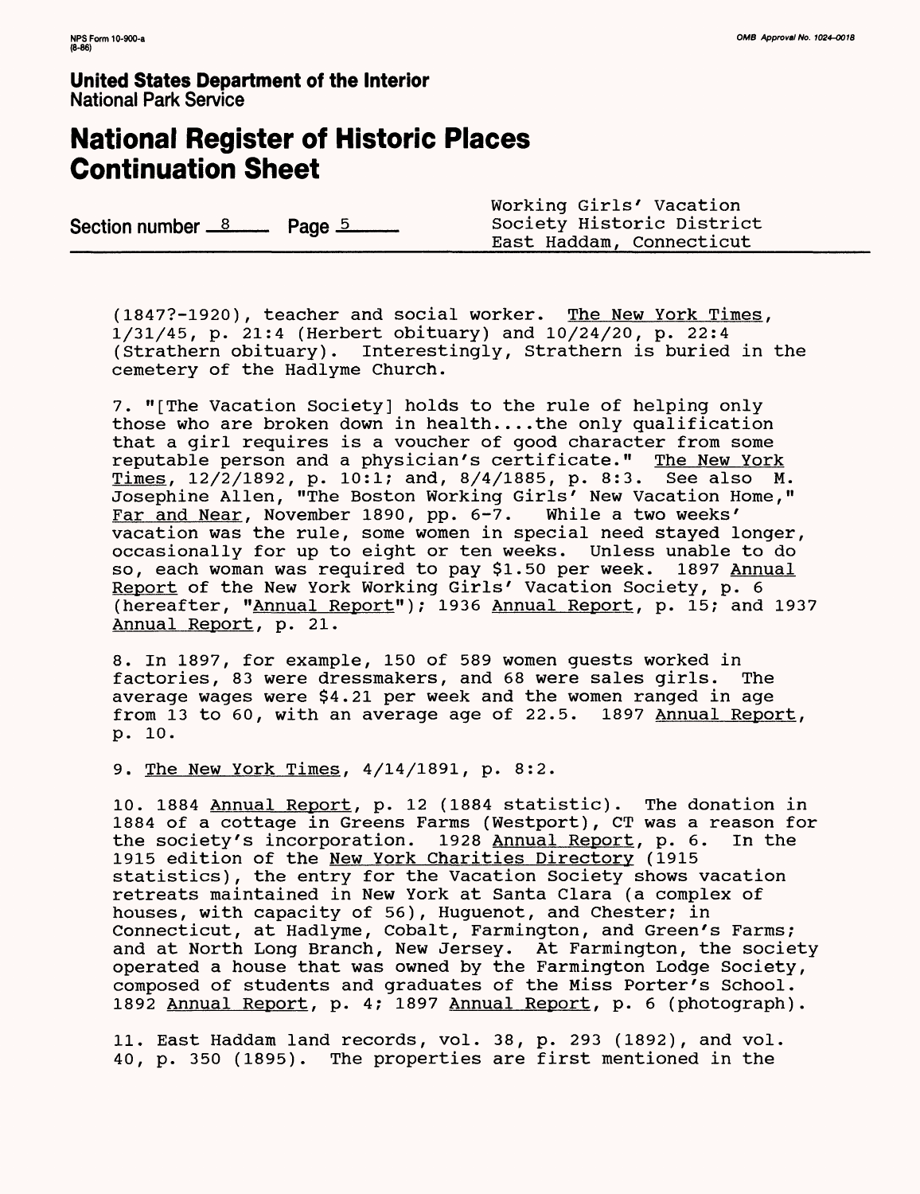(1847?-1920), teacher and social worker. The New York Times, 1/31/45, p. 21:4 (Herbert obituary) and 10/24/20, p. 22:4 (Strathern obituary). Interestingly, Strathern is buried in the cemetery of the Hadlyme Church.

7. "[The Vacation Society] holds to the rule of helping only those who are broken down in health....the only qualification that a girl requires is a voucher of good character from some reputable person and a physician's certificate." The New York Times, 12/2/1892, p. 10:1; and, 8/4/1885, p. 8:3. See also M. Josephine Allen, "The Boston Working Girls' New Vacation Home," Far and Near, November 1890, pp. 6-7. While a two weeks' vacation was the rule, some women in special need stayed longer, occasionally for up to eight or ten weeks. Unless unable to do so, each woman was required to pay $1.50 per week. 1897 Annual Report of the New York Working Girls' Vacation Society, p. 6 (hereafter, "Annual Report"); 1936 Annual Report, p. 15; and 1937 Annual Report, p. 21.

8. In 1897, for example, 150 of 589 women guests worked in factories, 83 were dressmakers, and 68 were sales girls. The average wages were $4.21 per week and the women ranged in age from 13 to 60, with an average age of 22.5. 1897 Annual Report, p. 10.

9. The New York Times, 4/14/1891, p. 8:2.

10. 1884 Annual Report, p. 12 (1884 statistic). The donation in 1884 of a cottage in Greens Farms (Westport), CT was a reason for the society's incorporation. 1928 Annual Report, p. 6. In the 1915 edition of the New York Charities Directory (1915 statistics), the entry for the Vacation Society shows vacation retreats maintained in New York at Santa Clara (a complex of houses, with capacity of 56), Huguenot, and Chester; in Connecticut, at Hadlyme, Cobalt, Farmington, and Green's Farms; and at North Long Branch, New Jersey. At Farmington, the society operated a house that was owned by the Farmington Lodge Society, composed of students and graduates of the Miss Porter's School. 1892 Annual Report, p. 4; 1897 Annual Report, p. 6 (photograph).

11. East Haddam land records, vol. 38, p. 293 (1892), and vol. 40, p. 350 (1895). The properties are first mentioned in the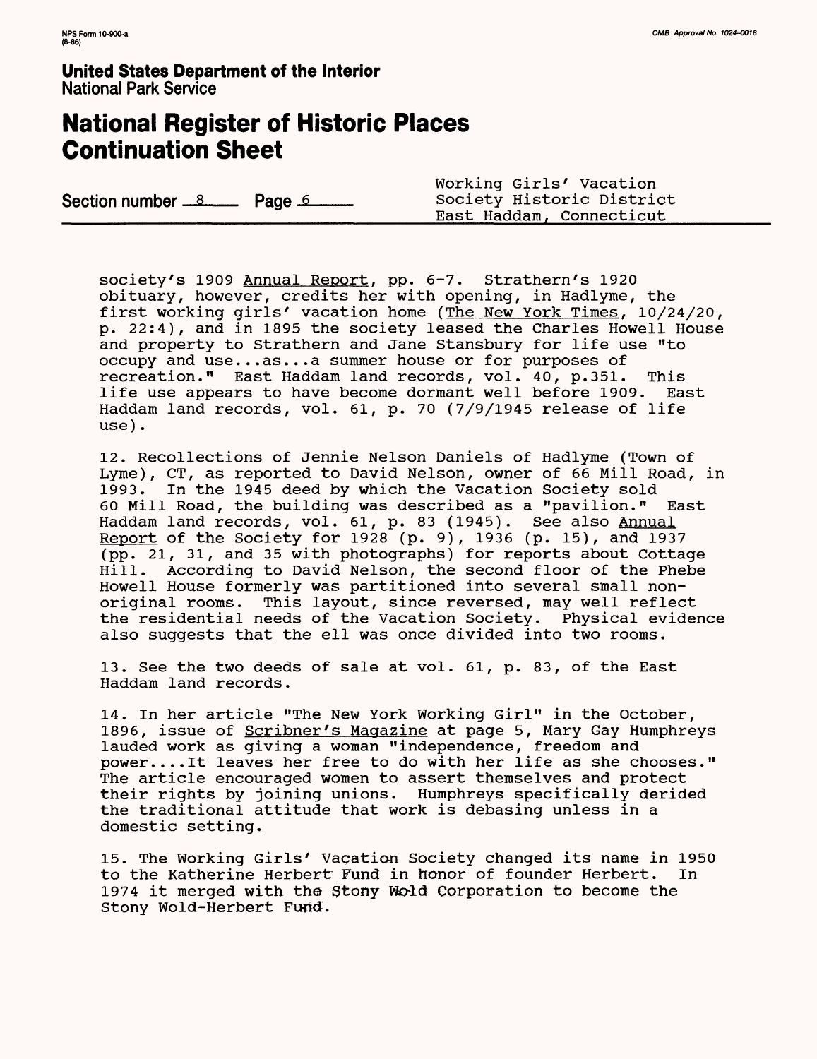society's 1909 Annual Report, pp. 6-7. Strathern's 1920 obituary, however, credits her with opening, in Hadlyme, the first working girls' vacation home (The New York Times, 10/24/20, p. 22:4), and in 1895 the society leased the Charles Howell House and property to Strathern and Jane Stansbury for life use "to occupy and use...as...a summer house or for purposes of recreation." East Haddam land records, vol. 40, p.351. This life use appears to have become dormant well before 1909. East Haddam land records, vol. 61, p. 70 (7/9/1945 release of life use).

12. Recollections of Jennie Nelson Daniels of Hadlyme (Town of Lyme), CT, as reported to David Nelson, owner of 66 Mill Road, in 1993. In the 1945 deed by which the Vacation Society sold 60 Mill Road, the building was described as a "pavilion." East Haddam land records, vol. 61, p. 83 (1945). See also Annual Report of the Society for 1928 (p. 9), 1936 (p. 15), and 1937 (pp. 21, 31, and 35 with photographs) for reports about Cottage Hill. According to David Nelson, the second floor of the Phebe Howell House formerly was partitioned into several small non-original rooms. This layout, since reversed, may well reflect the residential needs of the Vacation Society. Physical evidence also suggests that the ell was once divided into two rooms.

13. See the two deeds of sale at vol. 61, p. 83, of the East Haddam land records.

14. In her article "The New York Working Girl" in the October, 1896, issue of Scribner's Magazine at page 5, Mary Gay Humphreys lauded work as giving a woman "independence, freedom and power....It leaves her free to do with her life as she chooses." The article encouraged women to assert themselves and protect their rights by joining unions. Humphreys specifically derided the traditional attitude that work is debasing unless in a domestic setting.

15. The Working Girls' Vacation Society changed its name in 1950 to the Katherine Herbert Fund in honor of founder Herbert. In 1974 it merged with the Stony Wold Corporation to become the Stony Wold-Herbert Fund.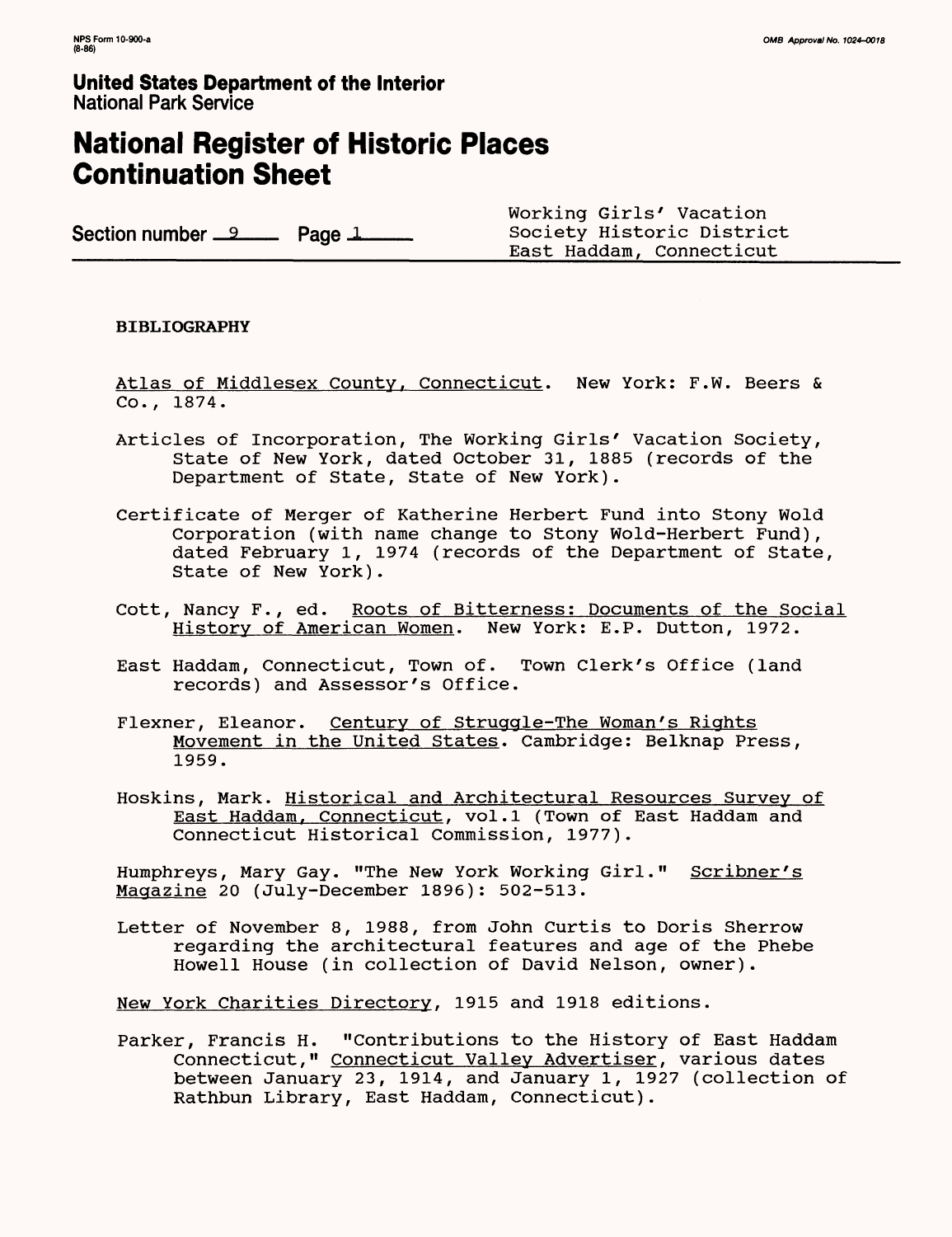United States Department of the Interior
National Park Service

# National Register of Historic Places Continuation Sheet

Section number 9 Page 1

Working Girls' Vacation Society Historic District
East Haddam, Connecticut

## BIBLIOGRAPHY

Atlas of Middlesex County, Connecticut. New York: F.W. Beers & Co., 1874.

Articles of Incorporation, The Working Girls' Vacation Society, State of New York, dated October 31, 1885 (records of the Department of State, State of New York).

Certificate of Merger of Katherine Herbert Fund into Stony Wold Corporation (with name change to Stony Wold-Herbert Fund), dated February 1, 1974 (records of the Department of State, State of New York).

Cott, Nancy F., ed. Roots of Bitterness: Documents of the Social History of American Women. New York: E.P. Dutton, 1972.

East Haddam, Connecticut, Town of. Town Clerk's Office (land records) and Assessor's Office.

Flexner, Eleanor. Century of Struggle-The Woman's Rights Movement in the United States. Cambridge: Belknap Press, 1959.

Hoskins, Mark. Historical and Architectural Resources Survey of East Haddam, Connecticut, vol.1 (Town of East Haddam and Connecticut Historical Commission, 1977).

Humphreys, Mary Gay. "The New York Working Girl." Scribner's Magazine 20 (July-December 1896): 502-513.

Letter of November 8, 1988, from John Curtis to Doris Sherrow regarding the architectural features and age of the Phebe Howell House (in collection of David Nelson, owner).

New York Charities Directory, 1915 and 1918 editions.

Parker, Francis H. "Contributions to the History of East Haddam Connecticut," Connecticut Valley Advertiser, various dates between January 23, 1914, and January 1, 1927 (collection of Rathbun Library, East Haddam, Connecticut).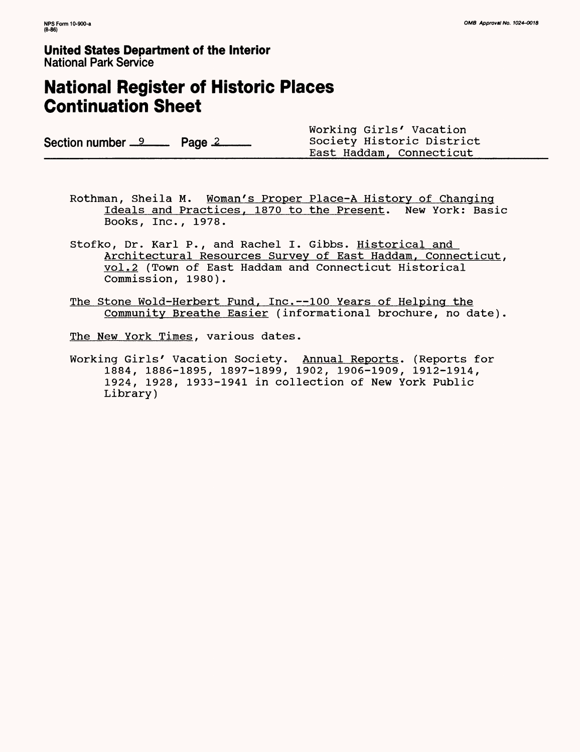Rothman, Sheila M. Woman's Proper Place-A History of Changing Ideals and Practices, 1870 to the Present. New York: Basic Books, Inc., 1978.

Stofko, Dr. Karl P., and Rachel I. Gibbs. Historical and Architectural Resources Survey of East Haddam, Connecticut, vol.2 (Town of East Haddam and Connecticut Historical Commission, 1980).

The Stone Wold-Herbert Fund, Inc.--100 Years of Helping the Community Breathe Easier (informational brochure, no date).

The New York Times, various dates.

Working Girls' Vacation Society. Annual Reports. (Reports for 1884, 1886-1895, 1897-1899, 1902, 1906-1909, 1912-1914, 1924, 1928, 1933-1941 in collection of New York Public Library)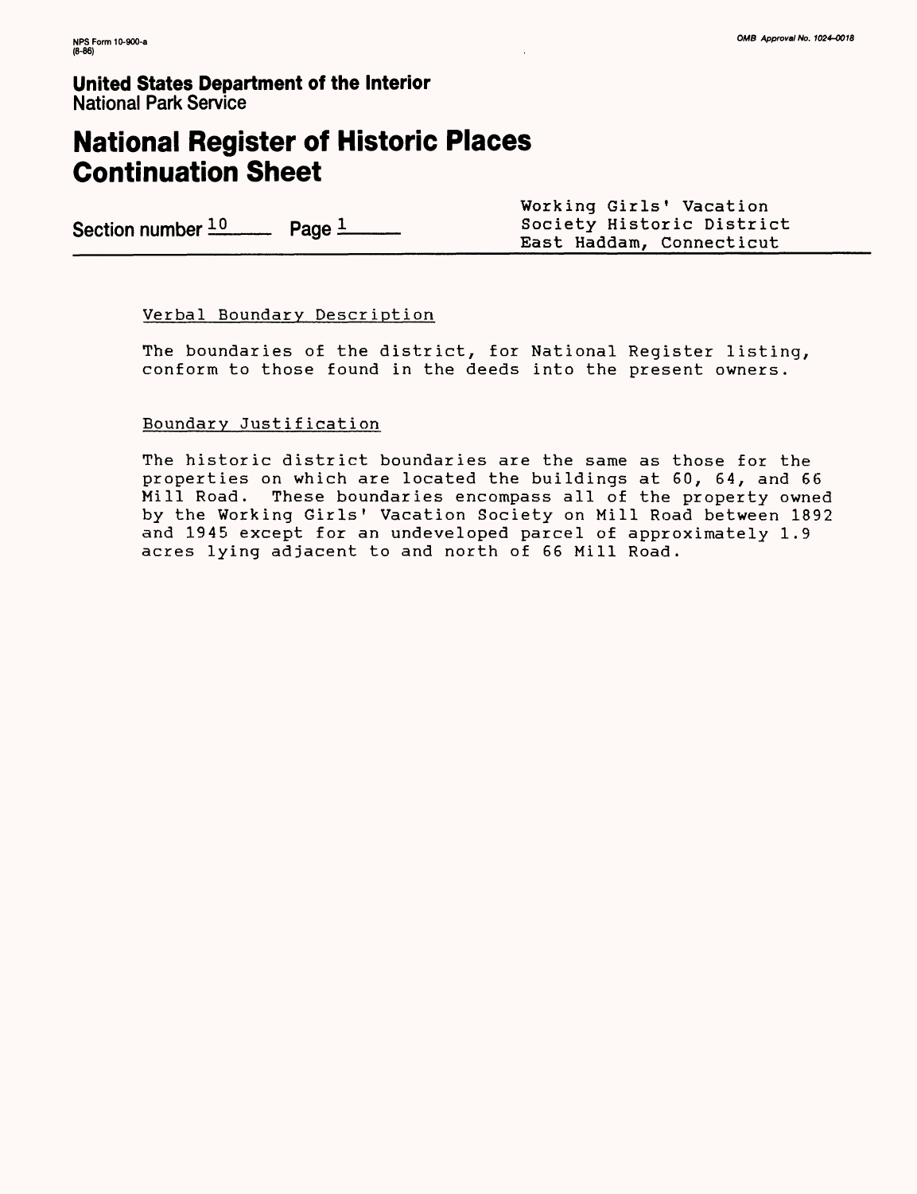Verbal Boundary Description

The boundaries of the district, for National Register listing, conform to those found in the deeds into the present owners.

Boundary Justification

The historic district boundaries are the same as those for the properties on which are located the buildings at 60, 64, and 66 Mill Road. These boundaries encompass all of the property owned by the Working Girls' Vacation Society on Mill Road between 1892 and 1945 except for an undeveloped parcel of approximately 1.9 acres lying adjacent to and north of 66 Mill Road.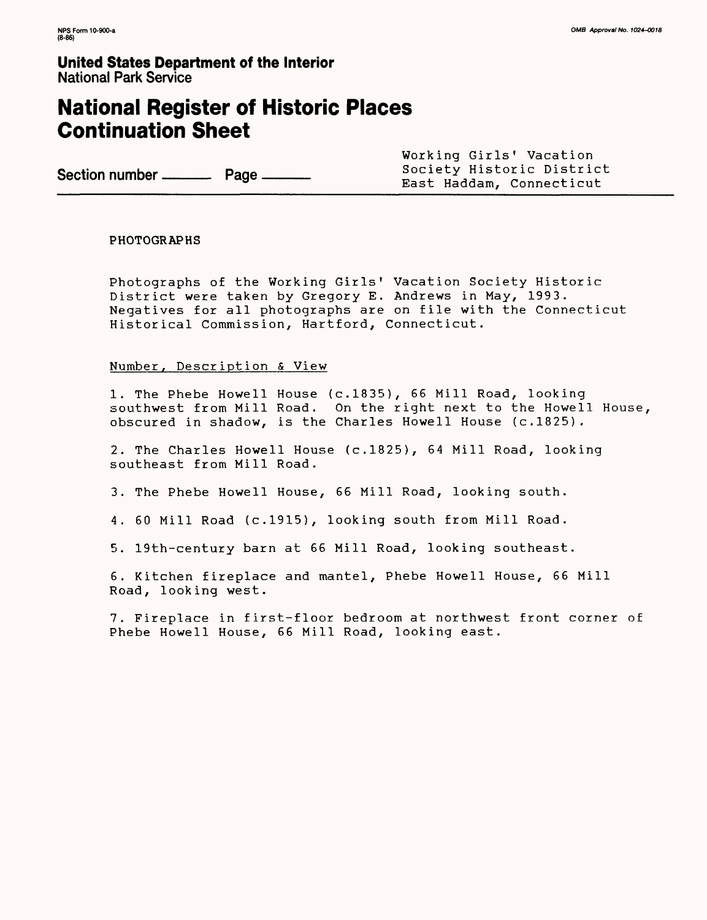PHOTOGRAPHS

Photographs of the Working Girls' Vacation Society Historic District were taken by Gregory E. Andrews in May, 1993. Negatives for all photographs are on file with the Connecticut Historical Commission, Hartford, Connecticut.

Number, Description & View

1. The Phebe Howell House (c.1835), 66 Mill Road, looking southwest from Mill Road. On the right next to the Howell House, obscured in shadow, is the Charles Howell House (c.1825).

2. The Charles Howell House (c.1825), 64 Mill Road, looking southeast from Mill Road.

3. The Phebe Howell House, 66 Mill Road, looking south.

4. 60 Mill Road (c.1915), looking south from Mill Road.

5. 19th-century barn at 66 Mill Road, looking southeast.

6. Kitchen fireplace and mantel, Phebe Howell House, 66 Mill Road, looking west.

7. Fireplace in first-floor bedroom at northwest front corner of Phebe Howell House, 66 Mill Road, looking east.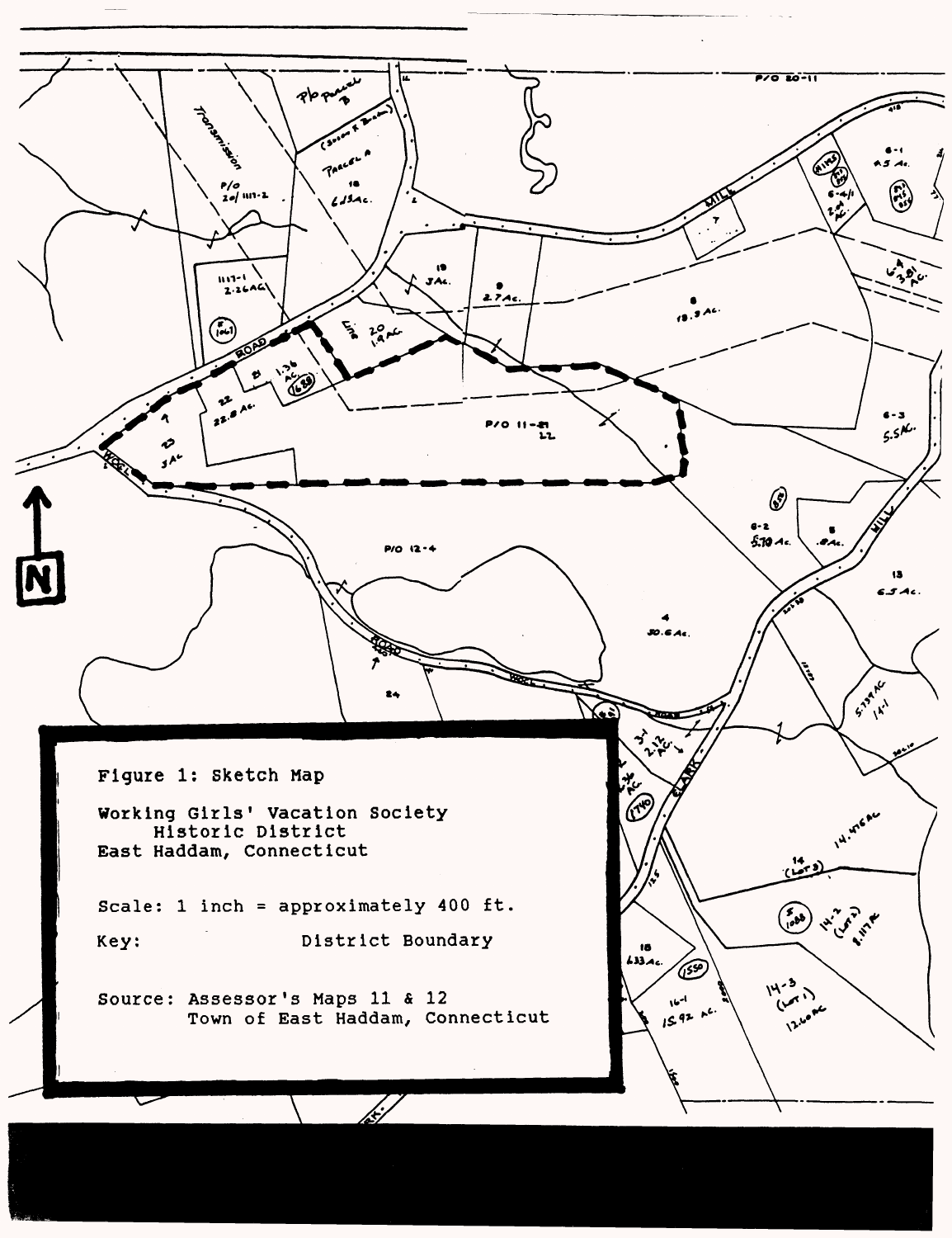Figure 1: Sketch Map

Working Girls' Vacation Society
Historic District
East Haddam, Connecticut

Scale: 1 inch = approximately 400 ft.

Key: District Boundary

Source: Assessor's Maps 11 & 12
Town of East Haddam, Connecticut